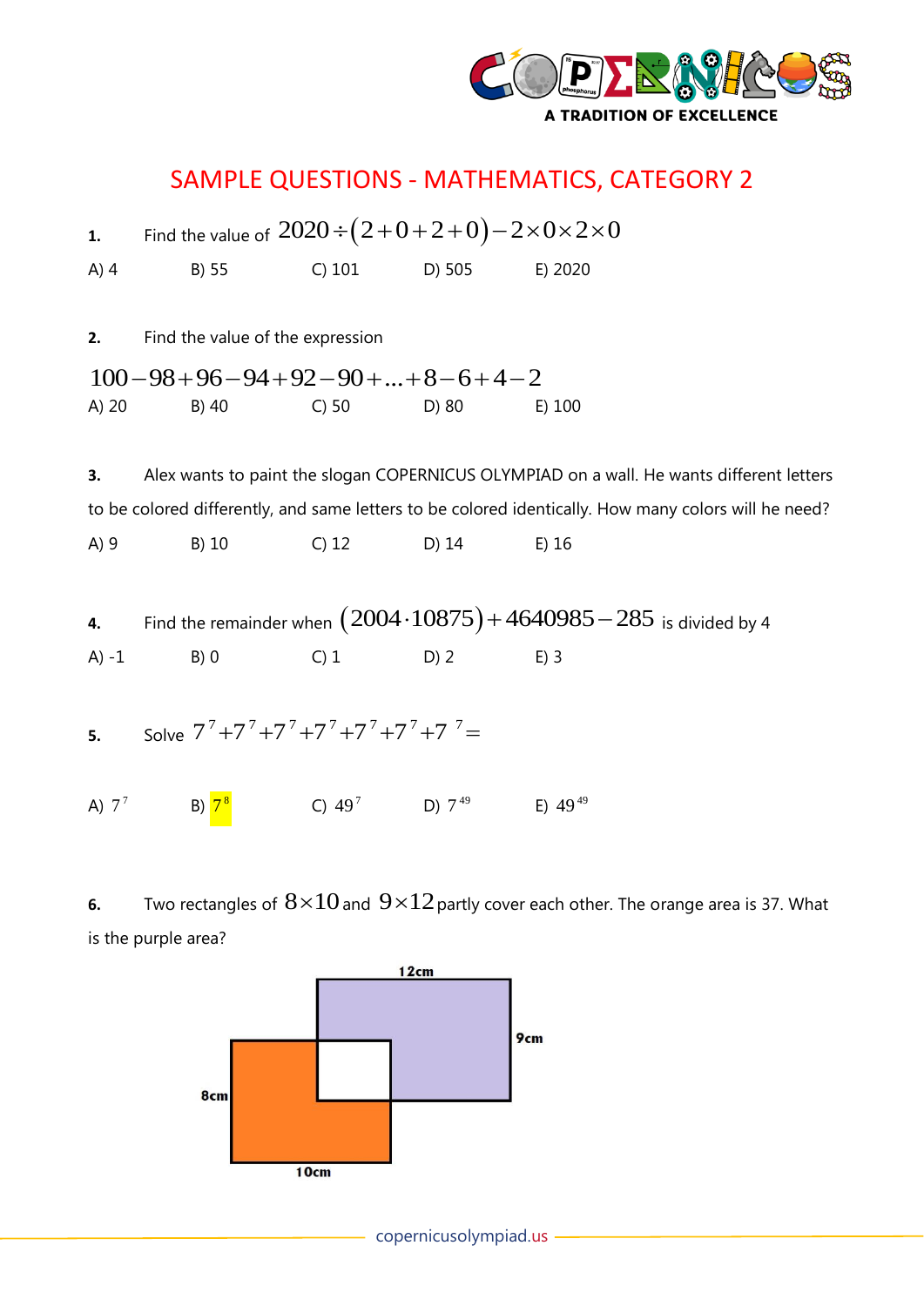# SAMPLE QUESTIONS - MATHEMATICS, CATEGORY 2

**1.** Find the value of $2020 \div (2+0+2+0) - 2 \times 0 \times 2 \times 0$

A) 4 B) 55 C) 101 D) 505 E) 2020

**2.** Find the value of the expression

$100 - 98 + 96 - 94 + 92 - 90 + ... + 8 - 6 + 4 - 2$

A) 20 B) 40 C) 50 D) 80 E) 100

**3.** Alex wants to paint the slogan COPERNICUS OLYMPIAD on a wall. He wants different letters to be colored differently, and same letters to be colored identically. How many colors will he need?

A) 9 B) 10 C) 12 D) 14 E) 16

**4.** Find the remainder when $(2004 \cdot 10875) + 4640985 - 285$ is divided by 4

A) -1 B) 0 C) 1 D) 2 E) 3

**5.** Solve $7^7 + 7^7 + 7^7 + 7^7 + 7^7 + 7^7 + 7^7 =$

A) $7^7$ B) $7^8$ C) $49^7$ D) $7^{49}$ E) $49^{49}$

**6.** Two rectangles of $8 \times 10$ and $9 \times 12$ partly cover each other. The orange area is 37. What is the purple area?

12cm

9cm

8cm

10cm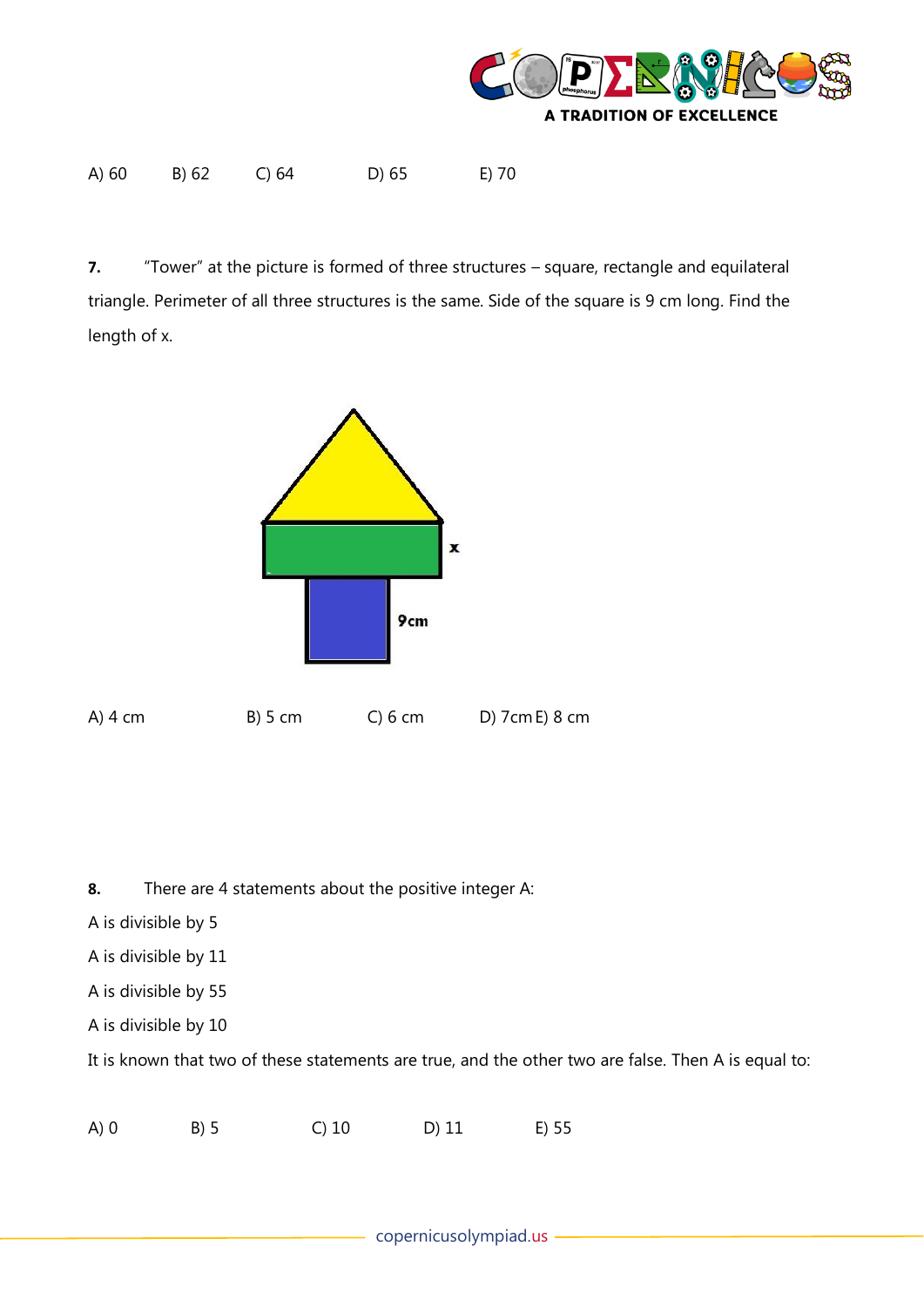A) 60 B) 62 C) 64 D) 65 E) 70

**7.** "Tower" at the picture is formed of three structures – square, rectangle and equilateral triangle. Perimeter of all three structures is the same. Side of the square is 9 cm long. Find the length of x.

A) 4 cm B) 5 cm C) 6 cm D) 7cm E) 8 cm

**8.** There are 4 statements about the positive integer A:

A is divisible by 5

A is divisible by 11

A is divisible by 55

A is divisible by 10

It is known that two of these statements are true, and the other two are false. Then A is equal to:

A) 0 B) 5 C) 10 D) 11 E) 55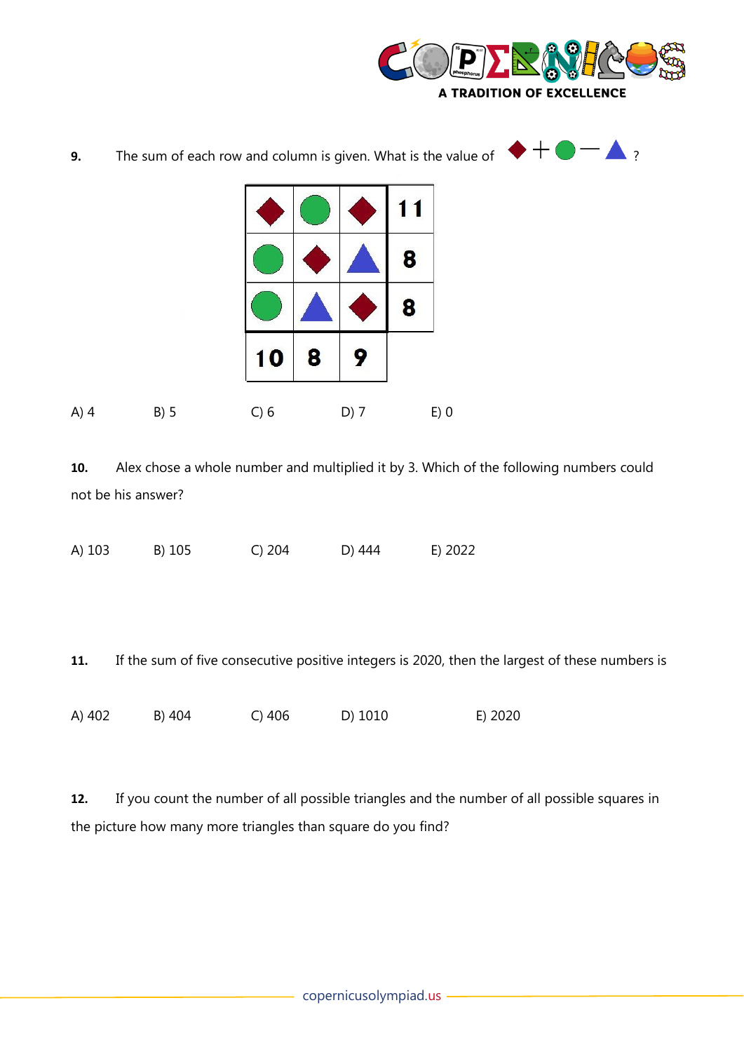**9.** The sum of each row and column is given. What is the value of ◆ + ● − ▲ ?

| | | | |
|---|---|---|---|
| ◆ | ● | ◆ | 11 |
| ● | ◆ | ▲ | 8 |
| ● | ▲ | ◆ | 8 |
| 10 | 8 | 9 | |

A) 4 B) 5 C) 6 D) 7 E) 0

**10.** Alex chose a whole number and multiplied it by 3. Which of the following numbers could not be his answer?

A) 103 B) 105 C) 204 D) 444 E) 2022

**11.** If the sum of five consecutive positive integers is 2020, then the largest of these numbers is

A) 402 B) 404 C) 406 D) 1010 E) 2020

**12.** If you count the number of all possible triangles and the number of all possible squares in the picture how many more triangles than square do you find?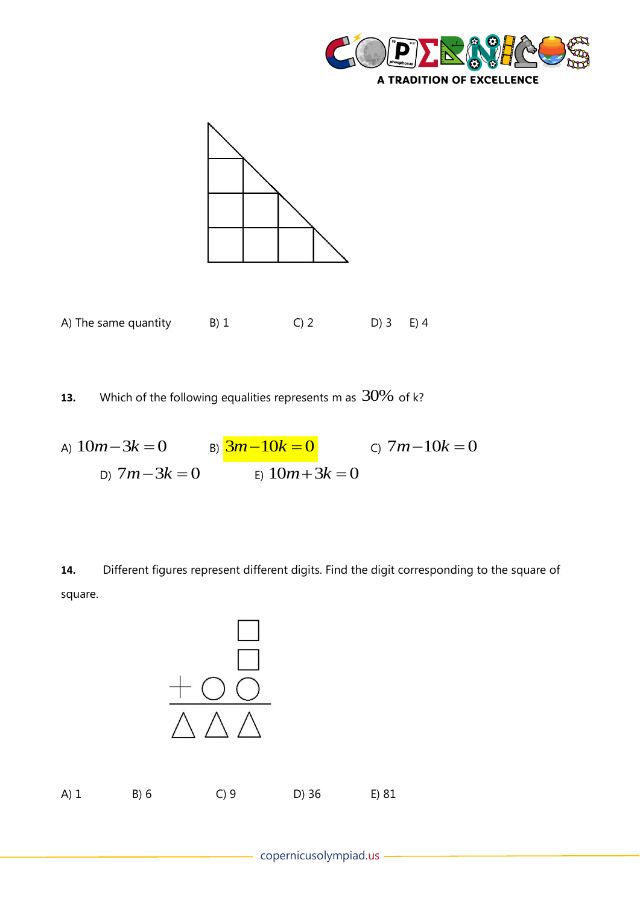A) The same quantity B) 1 C) 2 D) 3 E) 4

**13.** Which of the following equalities represents m as $30\%$ of k?

A) $10m-3k=0$ B) $3m-10k=0$ C) $7m-10k=0$ D) $7m-3k=0$ E) $10m+3k=0$

**14.** Different figures represent different digits. Find the digit corresponding to the square of square.

A) 1 B) 6 C) 9 D) 36 E) 81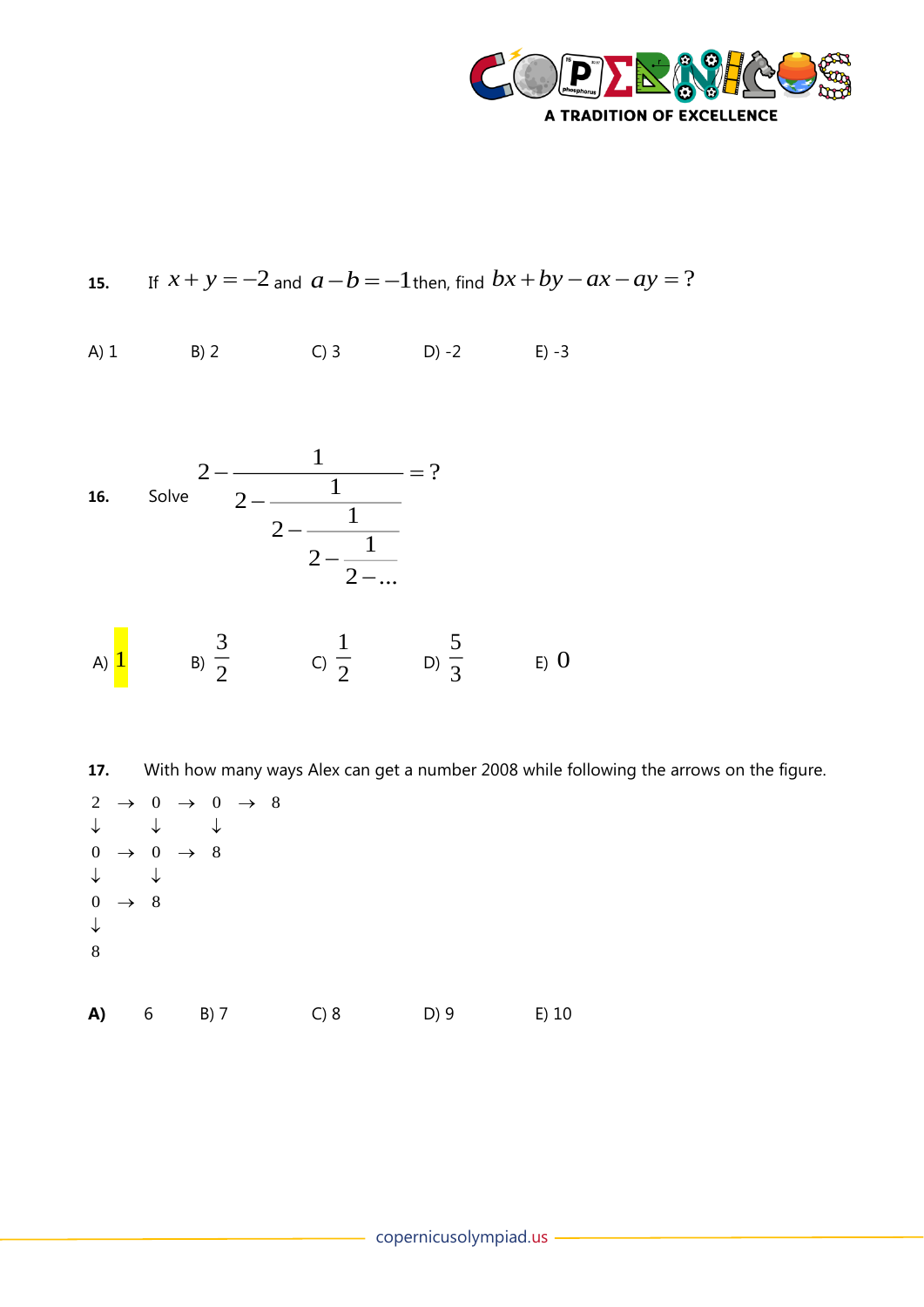**15.** If $x+y=-2$ and $a-b=-1$ then, find $bx+by-ax-ay=?$

A) 1 B) 2 C) 3 D) -2 E) -3

**16.** Solve $$2-\cfrac{1}{2-\cfrac{1}{2-\cfrac{1}{2-\cfrac{1}{2-\dots}}}}=?$$

A) $1$ B) $\frac{3}{2}$ C) $\frac{1}{2}$ D) $\frac{5}{3}$ E) $0$

**17.** With how many ways Alex can get a number 2008 while following the arrows on the figure.

$$\begin{array}{ccccccc}
2 & \rightarrow & 0 & \rightarrow & 0 & \rightarrow & 8 \\
\downarrow & & \downarrow & & \downarrow & & \\
0 & \rightarrow & 0 & \rightarrow & 8 & & \\
\downarrow & & \downarrow & & & & \\
0 & \rightarrow & 8 & & & & \\
\downarrow & & & & & & \\
8 & & & & & &
\end{array}$$

**A)** 6 B) 7 C) 8 D) 9 E) 10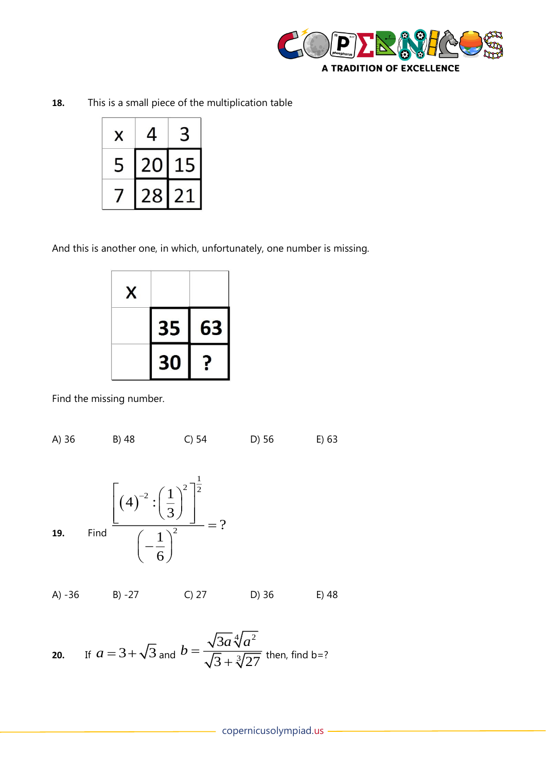**18.** This is a small piece of the multiplication table

| x | 4 | 3 |
|---|---|---|
| 5 | 20 | 15 |
| 7 | 28 | 21 |

And this is another one, in which, unfortunately, one number is missing.

| X | | |
|---|---|---|
| | **35** | **63** |
| | **30** | **?** |

Find the missing number.

A) 36 B) 48 C) 54 D) 56 E) 63

**19.** Find $\dfrac{\left[(4)^{-2} : \left(\dfrac{1}{3}\right)^{2}\right]^{\frac{1}{2}}}{\left(-\dfrac{1}{6}\right)^{2}} = ?$

A) -36 B) -27 C) 27 D) 36 E) 48

**20.** If $a = 3 + \sqrt{3}$ and $b = \dfrac{\sqrt{3a}\,\sqrt[4]{a^2}}{\sqrt{3} + \sqrt[3]{27}}$ then, find b=?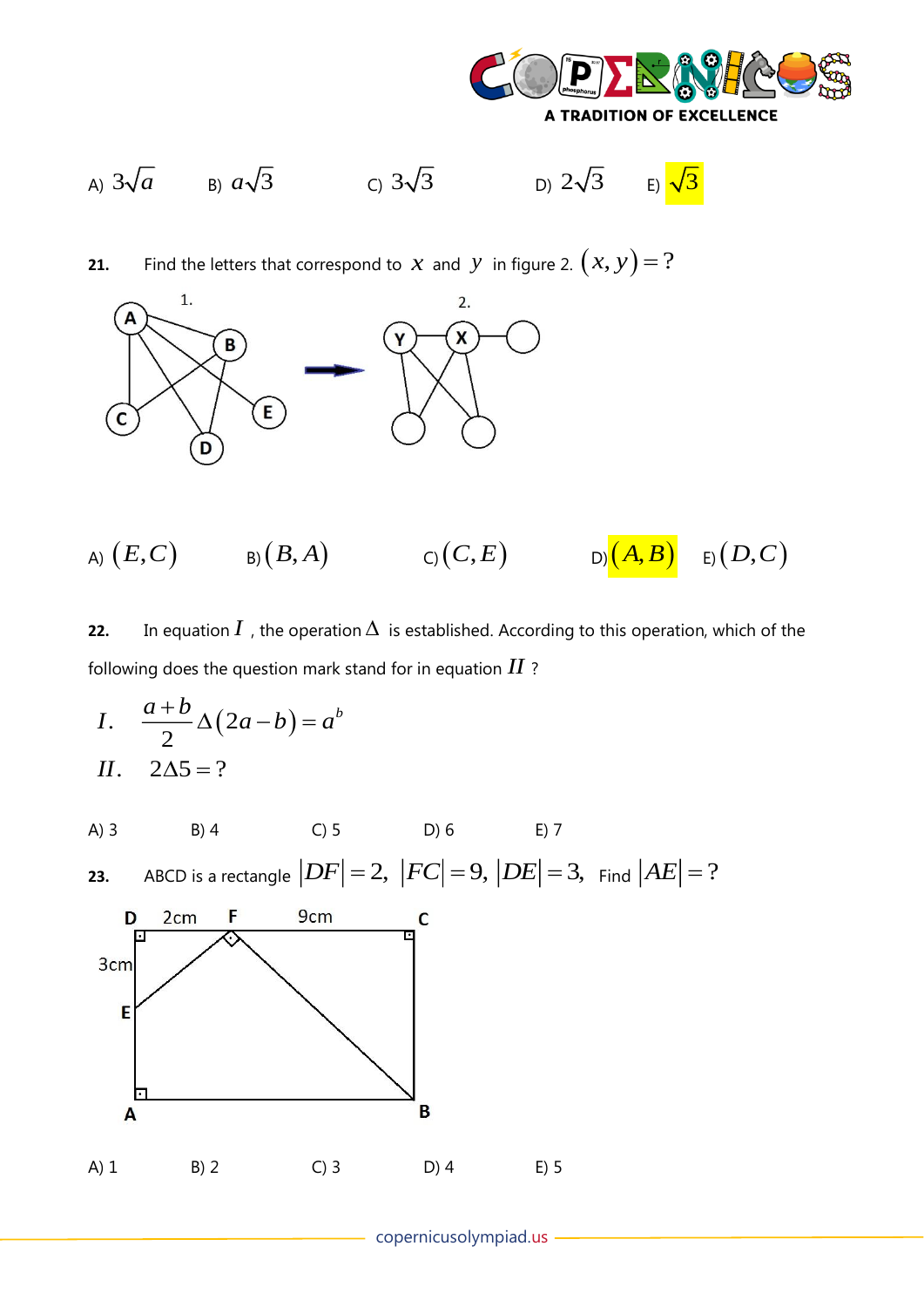A) $3\sqrt{a}$ B) $a\sqrt{3}$ C) $3\sqrt{3}$ D) $2\sqrt{3}$ E) $\sqrt{3}$

**21.** Find the letters that correspond to $x$ and $y$ in figure 2. $(x, y) = ?$

A) $(E, C)$ B) $(B, A)$ C) $(C, E)$ D) $(A, B)$ E) $(D, C)$

**22.** In equation $I$, the operation $\Delta$ is established. According to this operation, which of the following does the question mark stand for in equation $II$ ?

$$I. \quad \frac{a+b}{2} \Delta (2a - b) = a^b$$

$$II. \quad 2\Delta 5 = ?$$

A) 3 B) 4 C) 5 D) 6 E) 7

**23.** ABCD is a rectangle $|DF| = 2, \ |FC| = 9, \ |DE| = 3,$ Find $|AE| = ?$

A) 1 B) 2 C) 3 D) 4 E) 5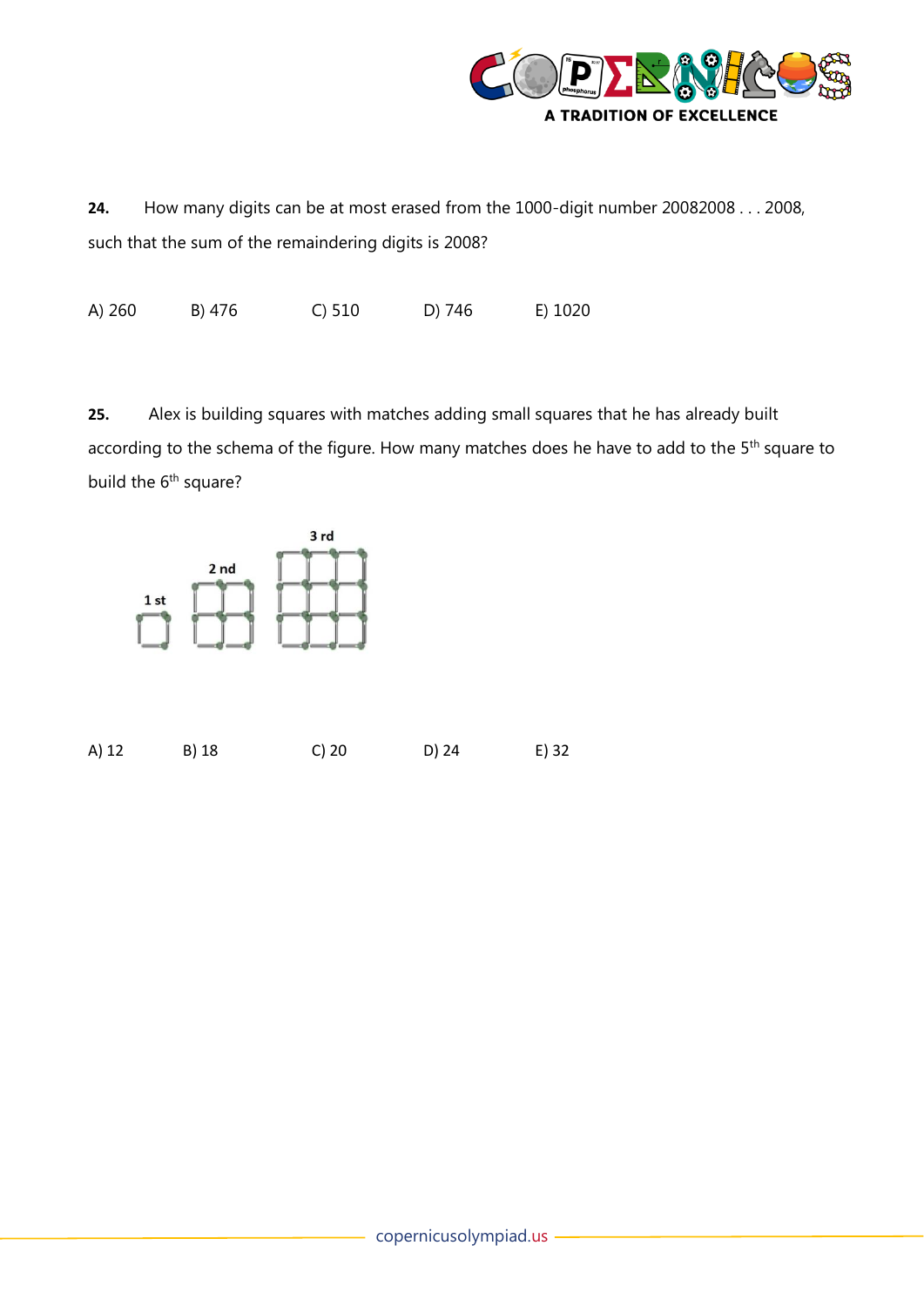**24.** How many digits can be at most erased from the 1000-digit number 20082008 . . . 2008, such that the sum of the remaindering digits is 2008?

A) 260 B) 476 C) 510 D) 746 E) 1020

**25.** Alex is building squares with matches adding small squares that he has already built according to the schema of the figure. How many matches does he have to add to the 5th square to build the 6th square?

1 st

2 nd

3 rd

A) 12 B) 18 C) 20 D) 24 E) 32